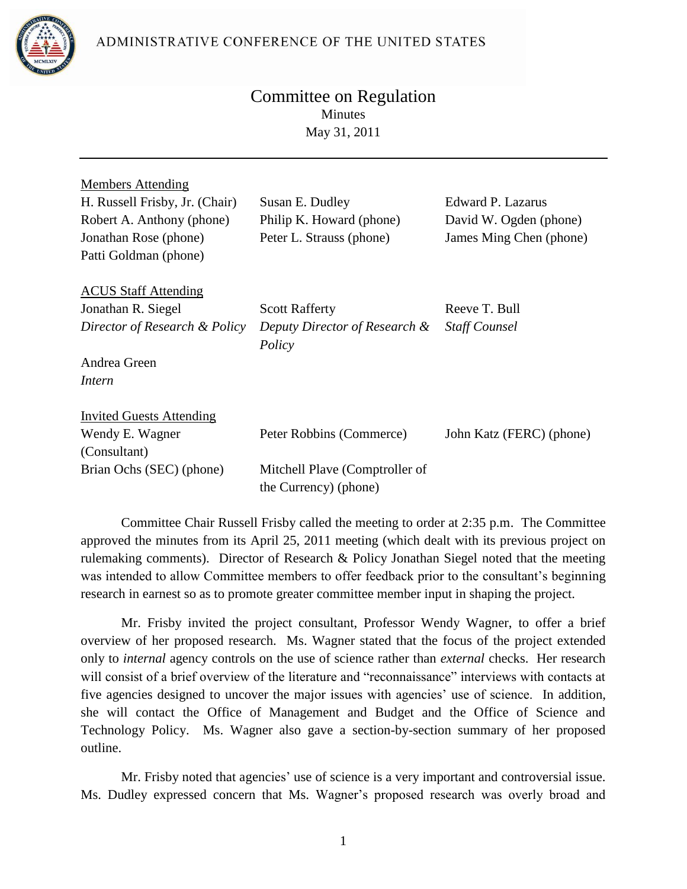ADMINISTRATIVE CONFERENCE OF THE UNITED STATES

# Committee on Regulation

Minutes

May 31, 2011

---

Members Attending

| | | |
|---|---|---|
| H. Russell Frisby, Jr. (Chair) | Susan E. Dudley | Edward P. Lazarus |
| Robert A. Anthony (phone) | Philip K. Howard (phone) | David W. Ogden (phone) |
| Jonathan Rose (phone) | Peter L. Strauss (phone) | James Ming Chen (phone) |
| Patti Goldman (phone) | | |

ACUS Staff Attending

| | | |
|---|---|---|
| Jonathan R. Siegel *Director of Research & Policy* | Scott Rafferty *Deputy Director of Research & Policy* | Reeve T. Bull *Staff Counsel* |
| Andrea Green *Intern* | | |

Invited Guests Attending

| | | |
|---|---|---|
| Wendy E. Wagner (Consultant) | Peter Robbins (Commerce) | John Katz (FERC) (phone) |
| Brian Ochs (SEC) (phone) | Mitchell Plave (Comptroller of the Currency) (phone) | |

Committee Chair Russell Frisby called the meeting to order at 2:35 p.m. The Committee approved the minutes from its April 25, 2011 meeting (which dealt with its previous project on rulemaking comments). Director of Research & Policy Jonathan Siegel noted that the meeting was intended to allow Committee members to offer feedback prior to the consultant's beginning research in earnest so as to promote greater committee member input in shaping the project.

Mr. Frisby invited the project consultant, Professor Wendy Wagner, to offer a brief overview of her proposed research. Ms. Wagner stated that the focus of the project extended only to *internal* agency controls on the use of science rather than *external* checks. Her research will consist of a brief overview of the literature and "reconnaissance" interviews with contacts at five agencies designed to uncover the major issues with agencies' use of science. In addition, she will contact the Office of Management and Budget and the Office of Science and Technology Policy. Ms. Wagner also gave a section-by-section summary of her proposed outline.

Mr. Frisby noted that agencies' use of science is a very important and controversial issue. Ms. Dudley expressed concern that Ms. Wagner's proposed research was overly broad and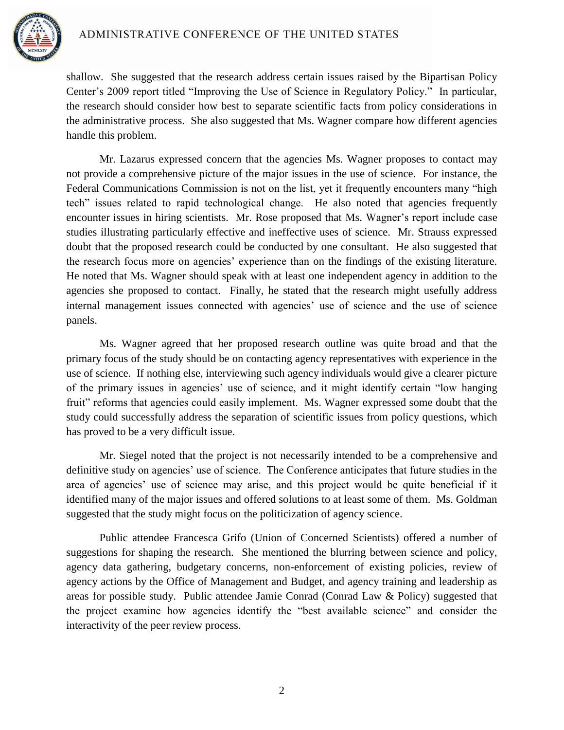shallow. She suggested that the research address certain issues raised by the Bipartisan Policy Center's 2009 report titled "Improving the Use of Science in Regulatory Policy." In particular, the research should consider how best to separate scientific facts from policy considerations in the administrative process. She also suggested that Ms. Wagner compare how different agencies handle this problem.

Mr. Lazarus expressed concern that the agencies Ms. Wagner proposes to contact may not provide a comprehensive picture of the major issues in the use of science. For instance, the Federal Communications Commission is not on the list, yet it frequently encounters many "high tech" issues related to rapid technological change. He also noted that agencies frequently encounter issues in hiring scientists. Mr. Rose proposed that Ms. Wagner's report include case studies illustrating particularly effective and ineffective uses of science. Mr. Strauss expressed doubt that the proposed research could be conducted by one consultant. He also suggested that the research focus more on agencies' experience than on the findings of the existing literature. He noted that Ms. Wagner should speak with at least one independent agency in addition to the agencies she proposed to contact. Finally, he stated that the research might usefully address internal management issues connected with agencies' use of science and the use of science panels.

Ms. Wagner agreed that her proposed research outline was quite broad and that the primary focus of the study should be on contacting agency representatives with experience in the use of science. If nothing else, interviewing such agency individuals would give a clearer picture of the primary issues in agencies' use of science, and it might identify certain "low hanging fruit" reforms that agencies could easily implement. Ms. Wagner expressed some doubt that the study could successfully address the separation of scientific issues from policy questions, which has proved to be a very difficult issue.

Mr. Siegel noted that the project is not necessarily intended to be a comprehensive and definitive study on agencies' use of science. The Conference anticipates that future studies in the area of agencies' use of science may arise, and this project would be quite beneficial if it identified many of the major issues and offered solutions to at least some of them. Ms. Goldman suggested that the study might focus on the politicization of agency science.

Public attendee Francesca Grifo (Union of Concerned Scientists) offered a number of suggestions for shaping the research. She mentioned the blurring between science and policy, agency data gathering, budgetary concerns, non-enforcement of existing policies, review of agency actions by the Office of Management and Budget, and agency training and leadership as areas for possible study. Public attendee Jamie Conrad (Conrad Law & Policy) suggested that the project examine how agencies identify the "best available science" and consider the interactivity of the peer review process.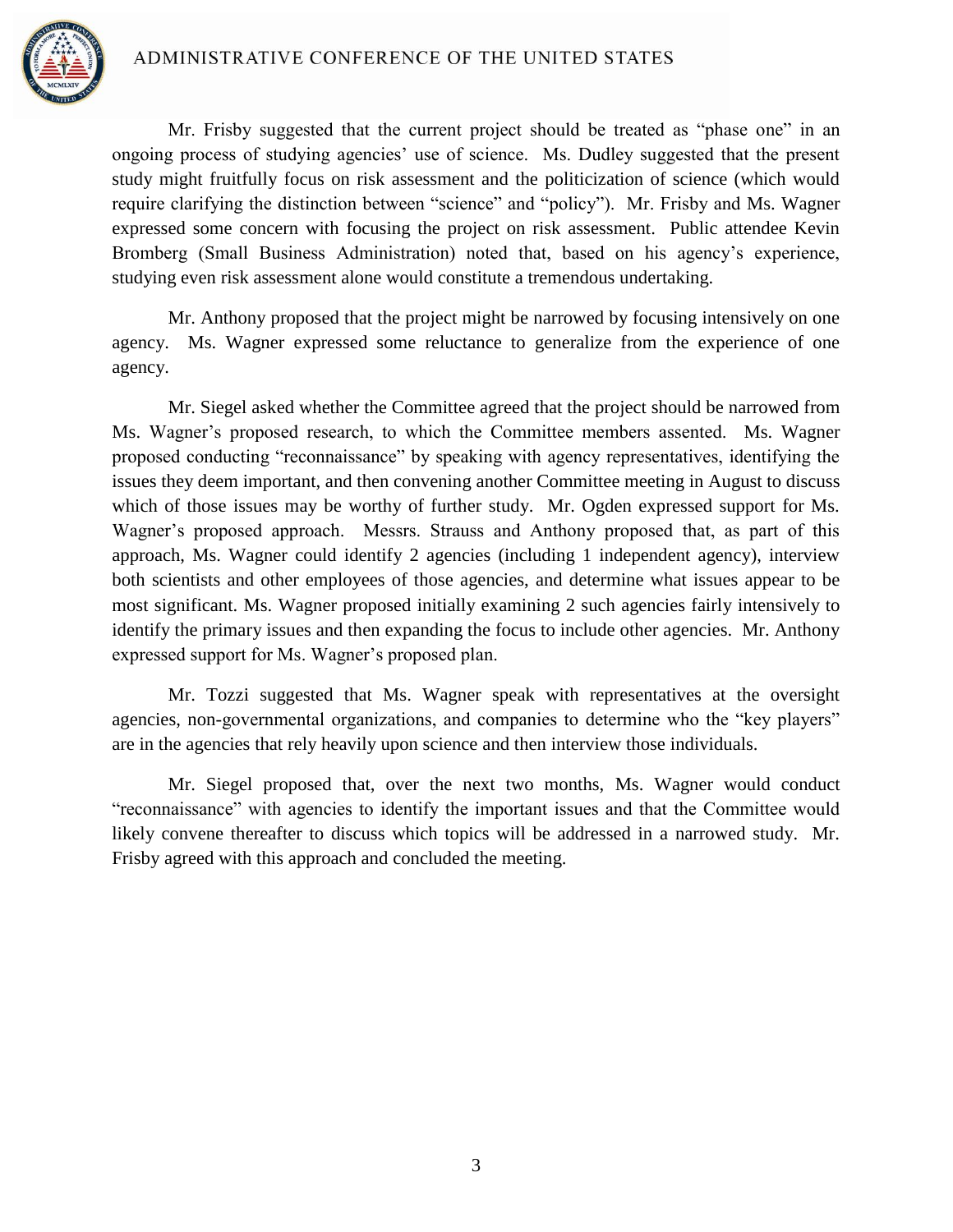Mr. Frisby suggested that the current project should be treated as "phase one" in an ongoing process of studying agencies' use of science. Ms. Dudley suggested that the present study might fruitfully focus on risk assessment and the politicization of science (which would require clarifying the distinction between "science" and "policy"). Mr. Frisby and Ms. Wagner expressed some concern with focusing the project on risk assessment. Public attendee Kevin Bromberg (Small Business Administration) noted that, based on his agency's experience, studying even risk assessment alone would constitute a tremendous undertaking.

Mr. Anthony proposed that the project might be narrowed by focusing intensively on one agency. Ms. Wagner expressed some reluctance to generalize from the experience of one agency.

Mr. Siegel asked whether the Committee agreed that the project should be narrowed from Ms. Wagner's proposed research, to which the Committee members assented. Ms. Wagner proposed conducting "reconnaissance" by speaking with agency representatives, identifying the issues they deem important, and then convening another Committee meeting in August to discuss which of those issues may be worthy of further study. Mr. Ogden expressed support for Ms. Wagner's proposed approach. Messrs. Strauss and Anthony proposed that, as part of this approach, Ms. Wagner could identify 2 agencies (including 1 independent agency), interview both scientists and other employees of those agencies, and determine what issues appear to be most significant. Ms. Wagner proposed initially examining 2 such agencies fairly intensively to identify the primary issues and then expanding the focus to include other agencies. Mr. Anthony expressed support for Ms. Wagner's proposed plan.

Mr. Tozzi suggested that Ms. Wagner speak with representatives at the oversight agencies, non-governmental organizations, and companies to determine who the "key players" are in the agencies that rely heavily upon science and then interview those individuals.

Mr. Siegel proposed that, over the next two months, Ms. Wagner would conduct "reconnaissance" with agencies to identify the important issues and that the Committee would likely convene thereafter to discuss which topics will be addressed in a narrowed study. Mr. Frisby agreed with this approach and concluded the meeting.